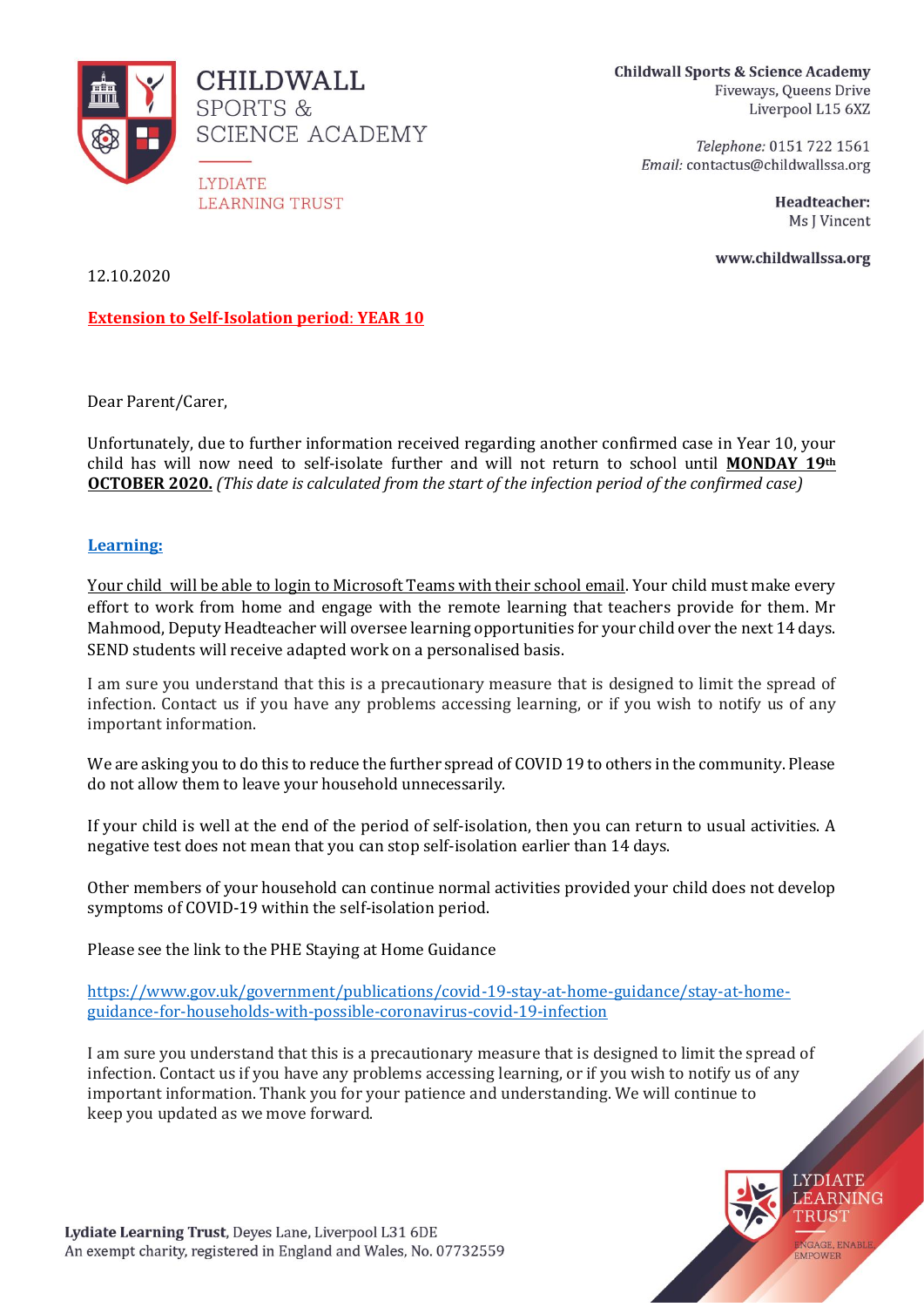**CHILDWALL SPORTS & SCIENCE ACADEMY**

LYDIATE LEARNING TRUST

**Childwall Sports & Science Academy**
Fiveways, Queens Drive
Liverpool L15 6XZ

*Telephone:* 0151 722 1561
*Email:* contactus@childwallssa.org

**Headteacher:**
Ms J Vincent

**www.childwallssa.org**

12.10.2020

**Extension to Self-Isolation period: YEAR 10**

Dear Parent/Carer,

Unfortunately, due to further information received regarding another confirmed case in Year 10, your child has will now need to self-isolate further and will not return to school until **MONDAY 19th OCTOBER 2020.** *(This date is calculated from the start of the infection period of the confirmed case)*

**Learning:**

Your child will be able to login to Microsoft Teams with their school email. Your child must make every effort to work from home and engage with the remote learning that teachers provide for them. Mr Mahmood, Deputy Headteacher will oversee learning opportunities for your child over the next 14 days. SEND students will receive adapted work on a personalised basis.

I am sure you understand that this is a precautionary measure that is designed to limit the spread of infection. Contact us if you have any problems accessing learning, or if you wish to notify us of any important information.

We are asking you to do this to reduce the further spread of COVID 19 to others in the community. Please do not allow them to leave your household unnecessarily.

If your child is well at the end of the period of self-isolation, then you can return to usual activities. A negative test does not mean that you can stop self-isolation earlier than 14 days.

Other members of your household can continue normal activities provided your child does not develop symptoms of COVID-19 within the self-isolation period.

Please see the link to the PHE Staying at Home Guidance

https://www.gov.uk/government/publications/covid-19-stay-at-home-guidance/stay-at-home-guidance-for-households-with-possible-coronavirus-covid-19-infection

I am sure you understand that this is a precautionary measure that is designed to limit the spread of infection. Contact us if you have any problems accessing learning, or if you wish to notify us of any important information. Thank you for your patience and understanding. We will continue to keep you updated as we move forward.

**Lydiate Learning Trust**, Deyes Lane, Liverpool L31 6DE
An exempt charity, registered in England and Wales, No. 07732559

LYDIATE LEARNING TRUST
ENGAGE, ENABLE, EMPOWER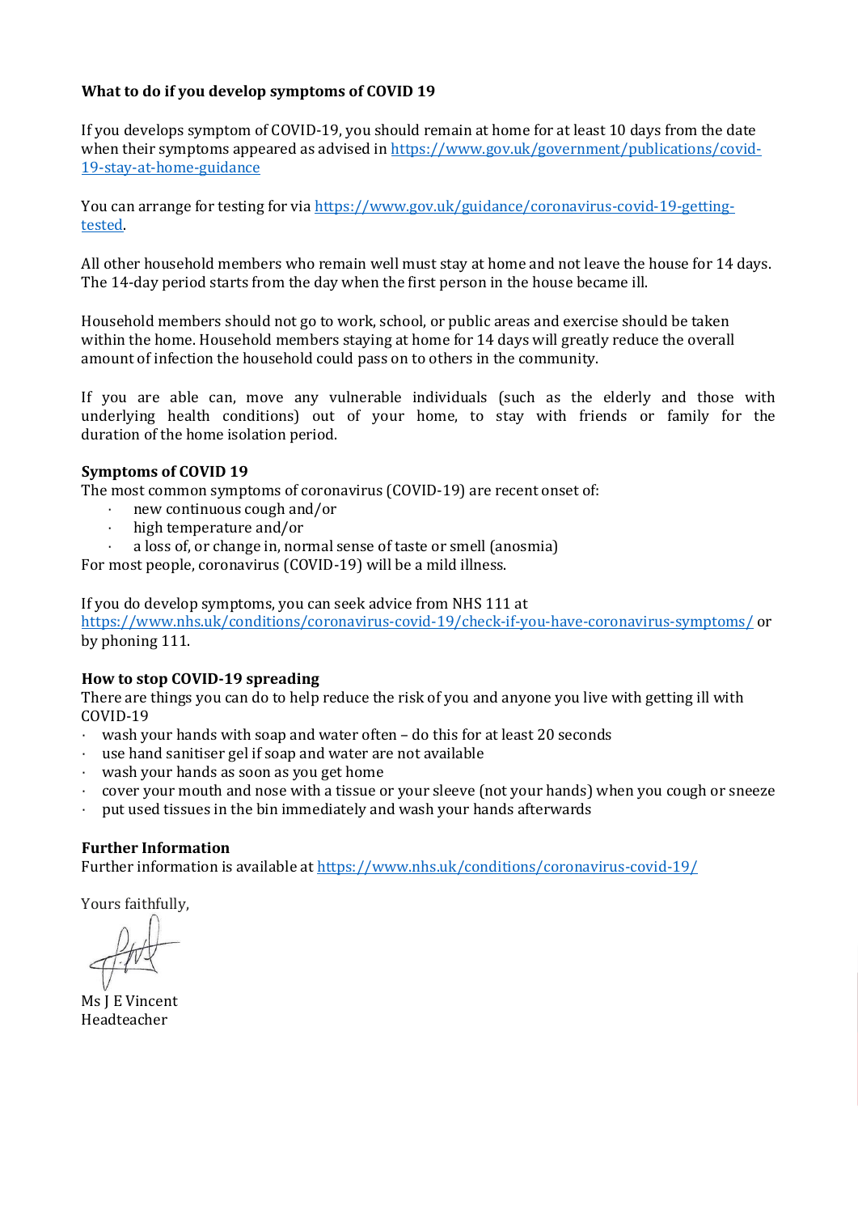**What to do if you develop symptoms of COVID 19**

If you develops symptom of COVID-19, you should remain at home for at least 10 days from the date when their symptoms appeared as advised in [https://www.gov.uk/government/publications/covid-19-stay-at-home-guidance](https://www.gov.uk/government/publications/covid-19-stay-at-home-guidance)

You can arrange for testing for via [https://www.gov.uk/guidance/coronavirus-covid-19-getting-tested](https://www.gov.uk/guidance/coronavirus-covid-19-getting-tested).

All other household members who remain well must stay at home and not leave the house for 14 days. The 14-day period starts from the day when the first person in the house became ill.

Household members should not go to work, school, or public areas and exercise should be taken within the home. Household members staying at home for 14 days will greatly reduce the overall amount of infection the household could pass on to others in the community.

If you are able can, move any vulnerable individuals (such as the elderly and those with underlying health conditions) out of your home, to stay with friends or family for the duration of the home isolation period.

**Symptoms of COVID 19**

The most common symptoms of coronavirus (COVID-19) are recent onset of:

- new continuous cough and/or
- high temperature and/or
- a loss of, or change in, normal sense of taste or smell (anosmia)

For most people, coronavirus (COVID-19) will be a mild illness.

If you do develop symptoms, you can seek advice from NHS 111 at [https://www.nhs.uk/conditions/coronavirus-covid-19/check-if-you-have-coronavirus-symptoms/](https://www.nhs.uk/conditions/coronavirus-covid-19/check-if-you-have-coronavirus-symptoms/) or by phoning 111.

**How to stop COVID-19 spreading**

There are things you can do to help reduce the risk of you and anyone you live with getting ill with COVID-19

- wash your hands with soap and water often – do this for at least 20 seconds
- use hand sanitiser gel if soap and water are not available
- wash your hands as soon as you get home
- cover your mouth and nose with a tissue or your sleeve (not your hands) when you cough or sneeze
- put used tissues in the bin immediately and wash your hands afterwards

**Further Information**

Further information is available at [https://www.nhs.uk/conditions/coronavirus-covid-19/](https://www.nhs.uk/conditions/coronavirus-covid-19/)

Yours faithfully,

Ms J E Vincent
Headteacher